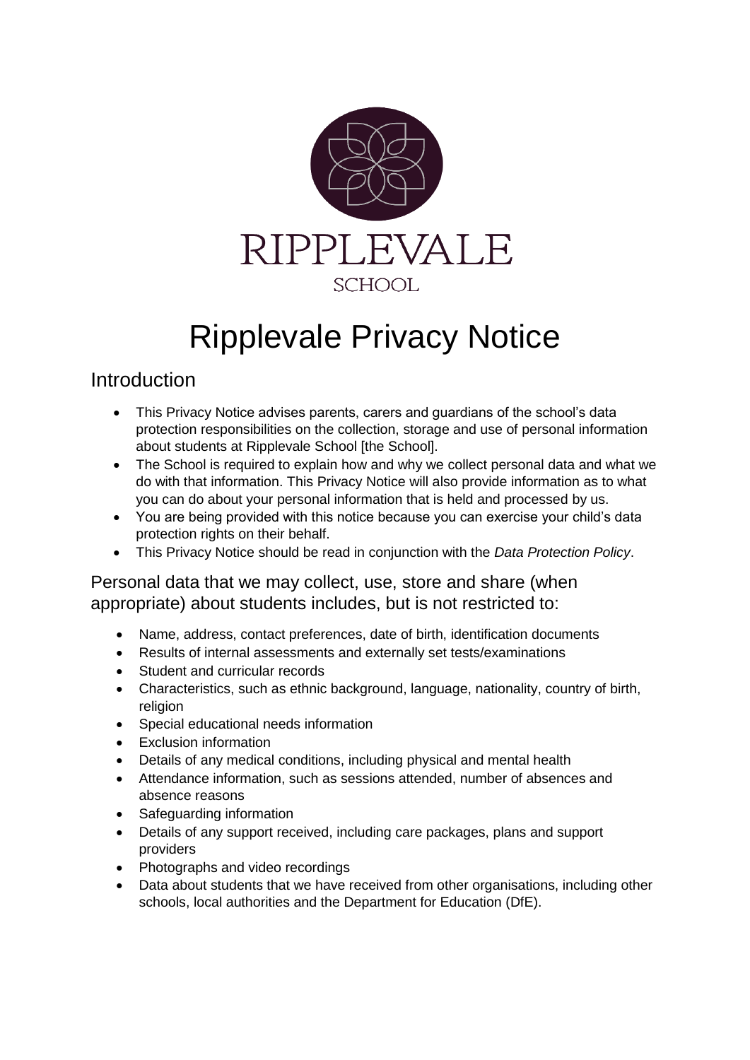RIPPLEVALE

SCHOOL

# Ripplevale Privacy Notice

## Introduction

- This Privacy Notice advises parents, carers and guardians of the school's data protection responsibilities on the collection, storage and use of personal information about students at Ripplevale School [the School].
- The School is required to explain how and why we collect personal data and what we do with that information. This Privacy Notice will also provide information as to what you can do about your personal information that is held and processed by us.
- You are being provided with this notice because you can exercise your child's data protection rights on their behalf.
- This Privacy Notice should be read in conjunction with the *Data Protection Policy*.

## Personal data that we may collect, use, store and share (when appropriate) about students includes, but is not restricted to:

- Name, address, contact preferences, date of birth, identification documents
- Results of internal assessments and externally set tests/examinations
- Student and curricular records
- Characteristics, such as ethnic background, language, nationality, country of birth, religion
- Special educational needs information
- Exclusion information
- Details of any medical conditions, including physical and mental health
- Attendance information, such as sessions attended, number of absences and absence reasons
- Safeguarding information
- Details of any support received, including care packages, plans and support providers
- Photographs and video recordings
- Data about students that we have received from other organisations, including other schools, local authorities and the Department for Education (DfE).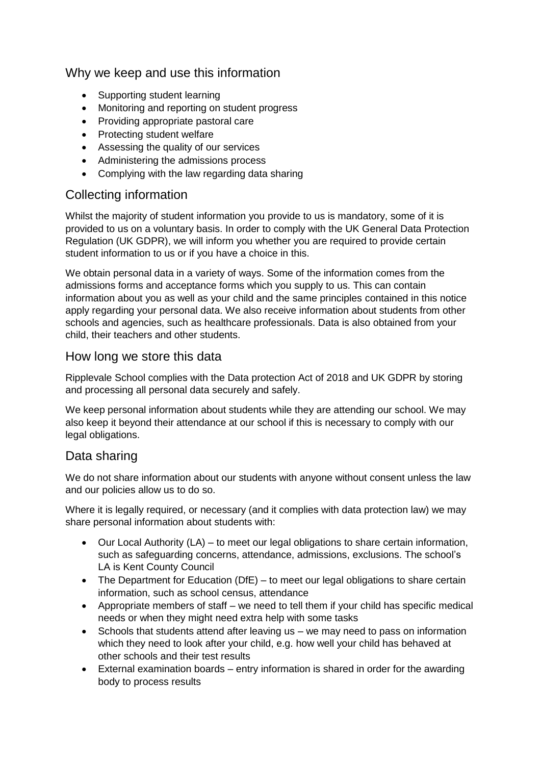## Why we keep and use this information

- Supporting student learning
- Monitoring and reporting on student progress
- Providing appropriate pastoral care
- Protecting student welfare
- Assessing the quality of our services
- Administering the admissions process
- Complying with the law regarding data sharing

## Collecting information

Whilst the majority of student information you provide to us is mandatory, some of it is provided to us on a voluntary basis. In order to comply with the UK General Data Protection Regulation (UK GDPR), we will inform you whether you are required to provide certain student information to us or if you have a choice in this.

We obtain personal data in a variety of ways. Some of the information comes from the admissions forms and acceptance forms which you supply to us. This can contain information about you as well as your child and the same principles contained in this notice apply regarding your personal data. We also receive information about students from other schools and agencies, such as healthcare professionals. Data is also obtained from your child, their teachers and other students.

## How long we store this data

Ripplevale School complies with the Data protection Act of 2018 and UK GDPR by storing and processing all personal data securely and safely.

We keep personal information about students while they are attending our school. We may also keep it beyond their attendance at our school if this is necessary to comply with our legal obligations.

## Data sharing

We do not share information about our students with anyone without consent unless the law and our policies allow us to do so.

Where it is legally required, or necessary (and it complies with data protection law) we may share personal information about students with:

- Our Local Authority (LA) – to meet our legal obligations to share certain information, such as safeguarding concerns, attendance, admissions, exclusions. The school's LA is Kent County Council
- The Department for Education (DfE) – to meet our legal obligations to share certain information, such as school census, attendance
- Appropriate members of staff – we need to tell them if your child has specific medical needs or when they might need extra help with some tasks
- Schools that students attend after leaving us – we may need to pass on information which they need to look after your child, e.g. how well your child has behaved at other schools and their test results
- External examination boards – entry information is shared in order for the awarding body to process results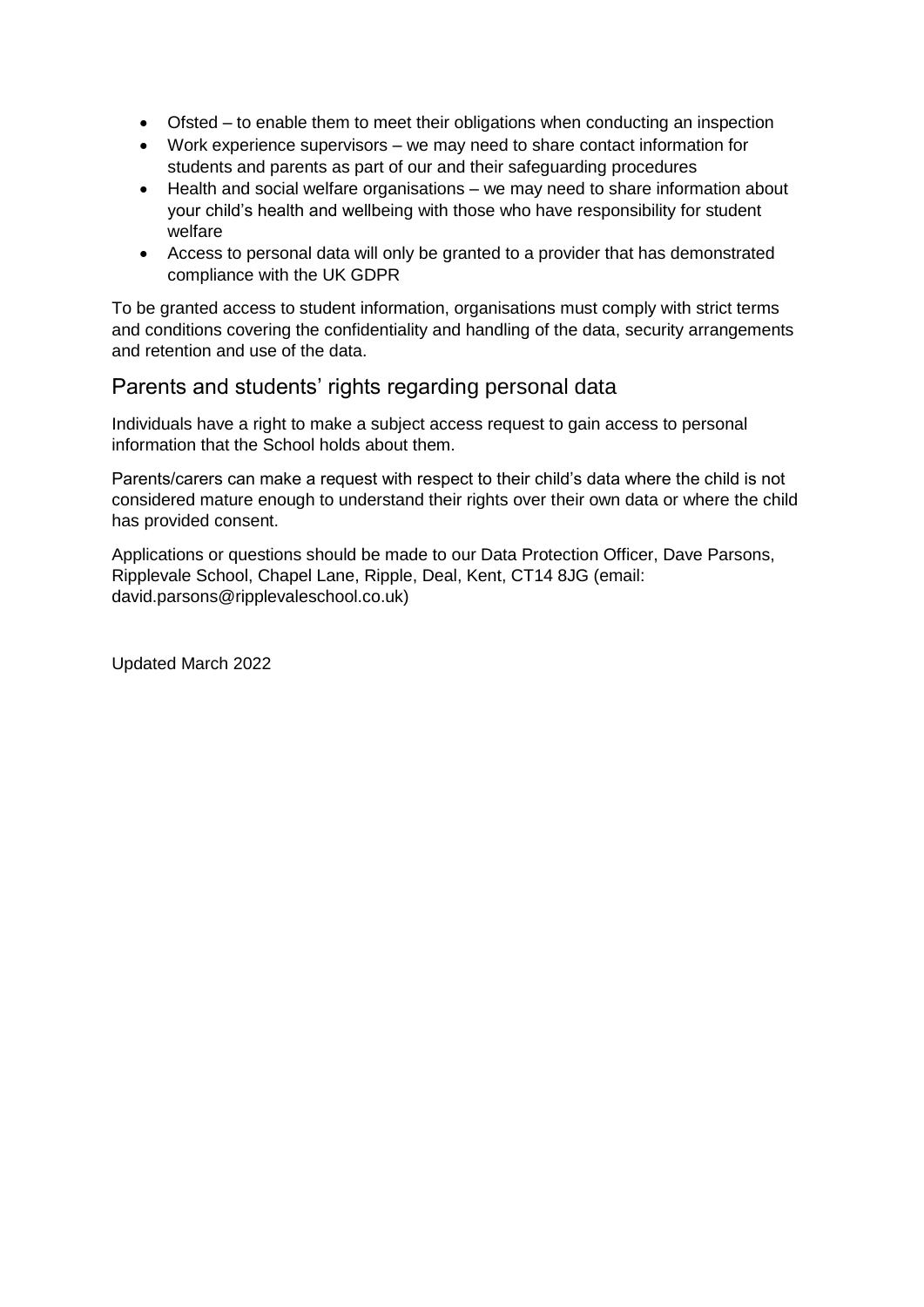- Ofsted – to enable them to meet their obligations when conducting an inspection
- Work experience supervisors – we may need to share contact information for students and parents as part of our and their safeguarding procedures
- Health and social welfare organisations – we may need to share information about your child's health and wellbeing with those who have responsibility for student welfare
- Access to personal data will only be granted to a provider that has demonstrated compliance with the UK GDPR

To be granted access to student information, organisations must comply with strict terms and conditions covering the confidentiality and handling of the data, security arrangements and retention and use of the data.

## Parents and students' rights regarding personal data

Individuals have a right to make a subject access request to gain access to personal information that the School holds about them.

Parents/carers can make a request with respect to their child's data where the child is not considered mature enough to understand their rights over their own data or where the child has provided consent.

Applications or questions should be made to our Data Protection Officer, Dave Parsons, Ripplevale School, Chapel Lane, Ripple, Deal, Kent, CT14 8JG (email: david.parsons@ripplevaleschool.co.uk)

Updated March 2022